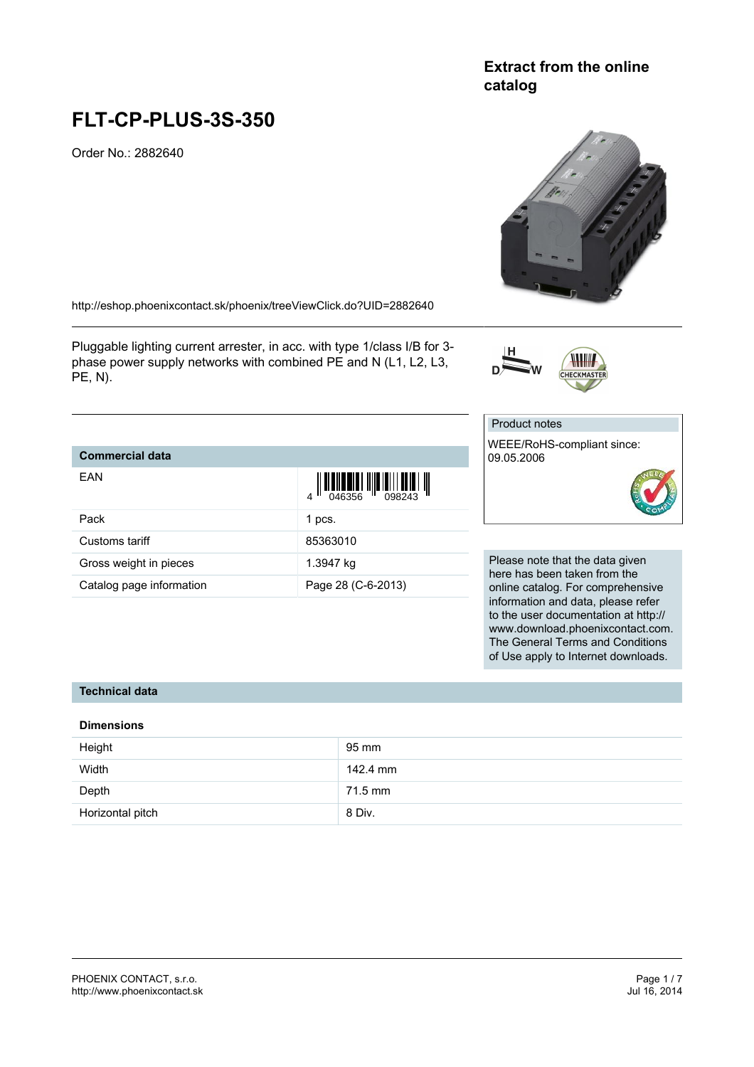Extract from the online catalog

# FLT-CP-PLUS-3S-350

Order No.: 2882640

http://eshop.phoenixcontact.sk/phoenix/treeViewClick.do?UID=2882640

Pluggable lighting current arrester, in acc. with type 1/class I/B for 3-phase power supply networks with combined PE and N (L1, L2, L3, PE, N).

| Product notes |
|---|
| WEEE/RoHS-compliant since: 09.05.2006 |

| Commercial data | |
|---|---|
| EAN | 4 046356 098243 |
| Pack | 1 pcs. |
| Customs tariff | 85363010 |
| Gross weight in pieces | 1.3947 kg |
| Catalog page information | Page 28 (C-6-2013) |

Please note that the data given here has been taken from the online catalog. For comprehensive information and data, please refer to the user documentation at http://www.download.phoenixcontact.com. The General Terms and Conditions of Use apply to Internet downloads.

## Technical data

### Dimensions

| | |
|---|---|
| Height | 95 mm |
| Width | 142.4 mm |
| Depth | 71.5 mm |
| Horizontal pitch | 8 Div. |

PHOENIX CONTACT, s.r.o.
http://www.phoenixcontact.sk

Jul 16, 2014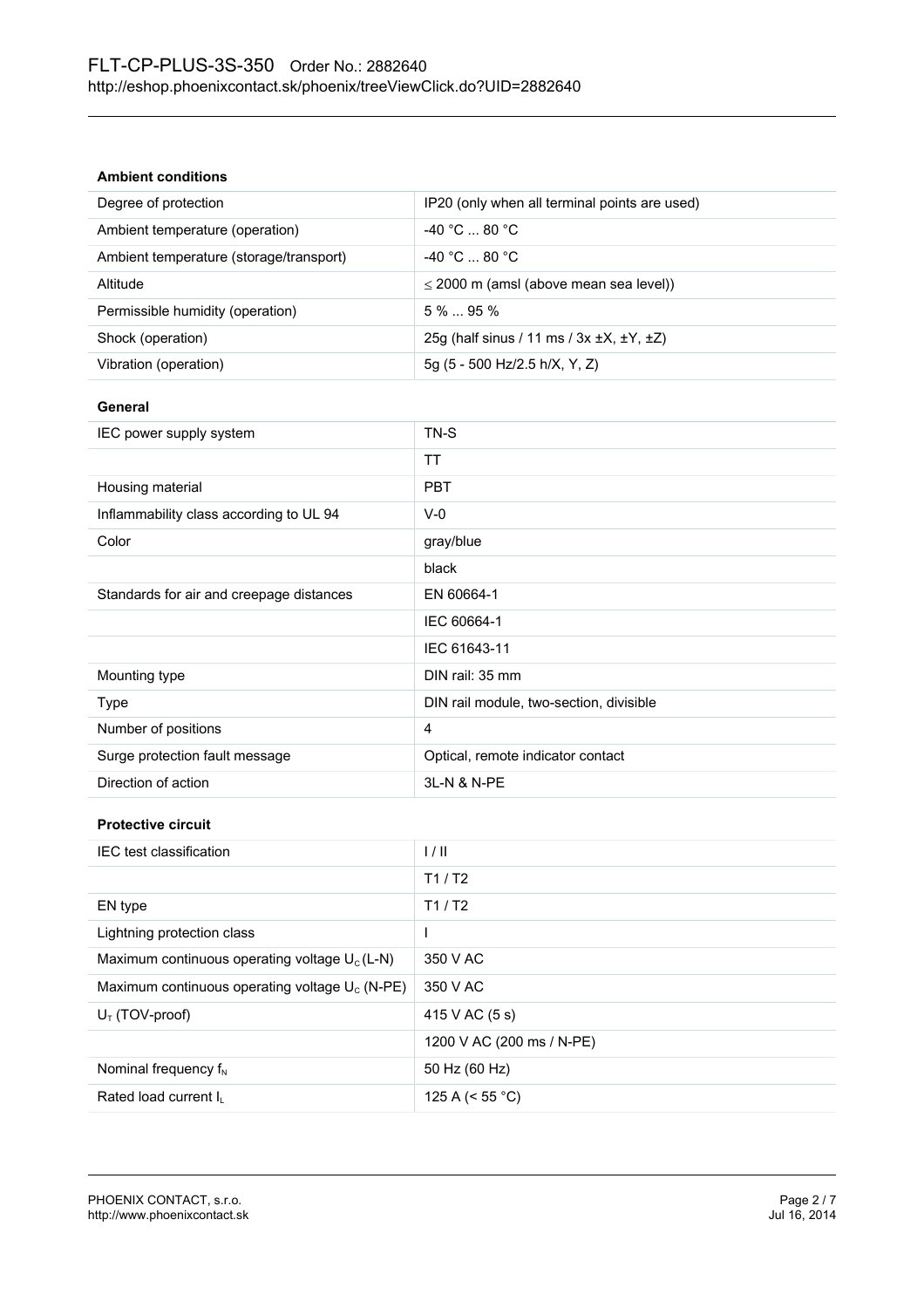### Ambient conditions

| | |
|---|---|
| Degree of protection | IP20 (only when all terminal points are used) |
| Ambient temperature (operation) | -40 °C ... 80 °C |
| Ambient temperature (storage/transport) | -40 °C ... 80 °C |
| Altitude | ≤ 2000 m (amsl (above mean sea level)) |
| Permissible humidity (operation) | 5 % ... 95 % |
| Shock (operation) | 25g (half sinus / 11 ms / 3x ±X, ±Y, ±Z) |
| Vibration (operation) | 5g (5 - 500 Hz/2.5 h/X, Y, Z) |

### General

| | |
|---|---|
| IEC power supply system | TN-S |
| | TT |
| Housing material | PBT |
| Inflammability class according to UL 94 | V-0 |
| Color | gray/blue |
| | black |
| Standards for air and creepage distances | EN 60664-1 |
| | IEC 60664-1 |
| | IEC 61643-11 |
| Mounting type | DIN rail: 35 mm |
| Type | DIN rail module, two-section, divisible |
| Number of positions | 4 |
| Surge protection fault message | Optical, remote indicator contact |
| Direction of action | 3L-N & N-PE |

### Protective circuit

| | |
|---|---|
| IEC test classification | I / II |
| | T1 / T2 |
| EN type | T1 / T2 |
| Lightning protection class | I |
| Maximum continuous operating voltage $U_C$ (L-N) | 350 V AC |
| Maximum continuous operating voltage $U_C$ (N-PE) | 350 V AC |
| $U_T$ (TOV-proof) | 415 V AC (5 s) |
| | 1200 V AC (200 ms / N-PE) |
| Nominal frequency $f_N$ | 50 Hz (60 Hz) |
| Rated load current $I_L$ | 125 A (< 55 °C) |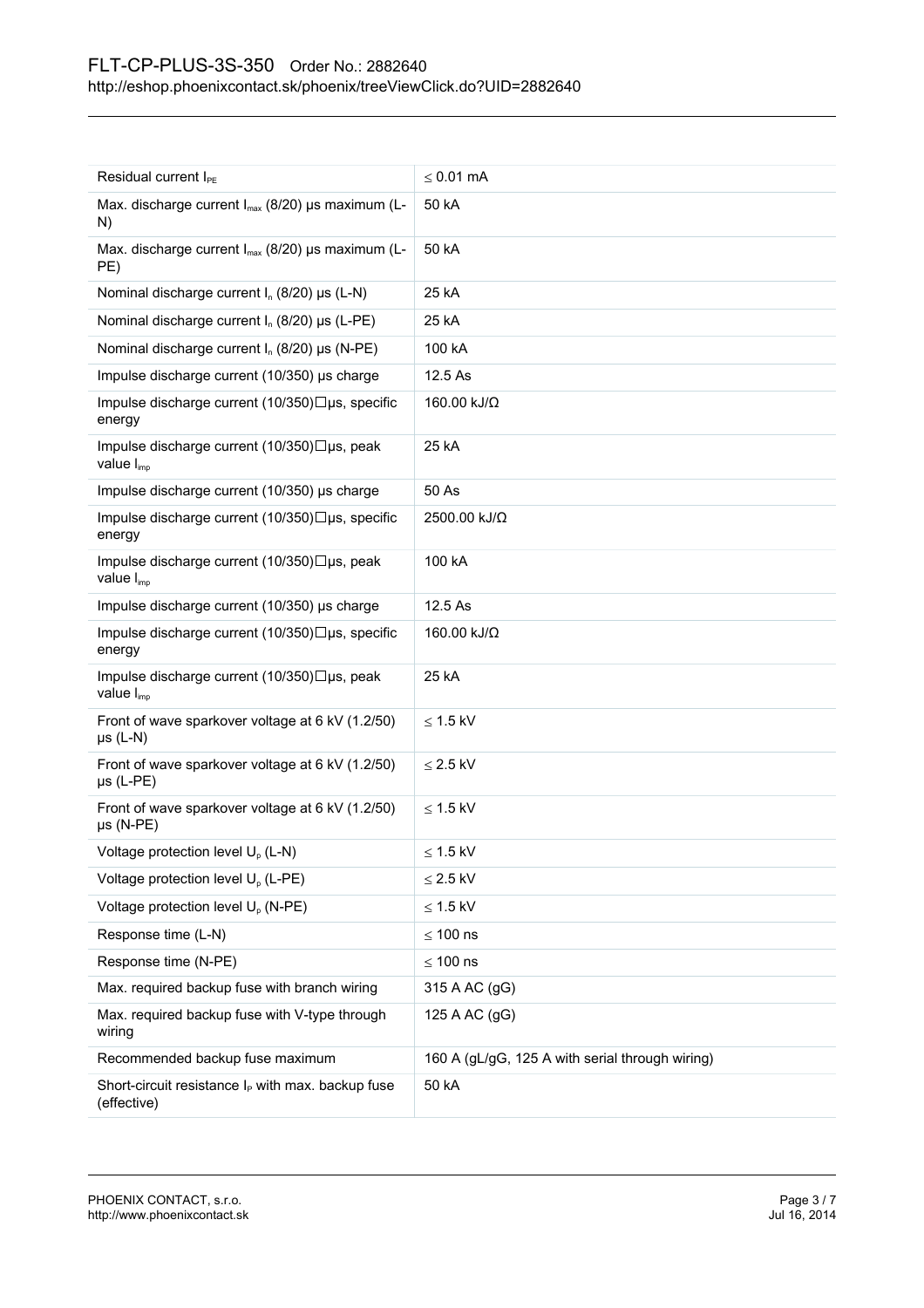| | |
|---|---|
| Residual current $I_{PE}$ | ≤ 0.01 mA |
| Max. discharge current $I_{max}$ (8/20) µs maximum (L-N) | 50 kA |
| Max. discharge current $I_{max}$ (8/20) µs maximum (L-PE) | 50 kA |
| Nominal discharge current $I_n$ (8/20) µs (L-N) | 25 kA |
| Nominal discharge current $I_n$ (8/20) µs (L-PE) | 25 kA |
| Nominal discharge current $I_n$ (8/20) µs (N-PE) | 100 kA |
| Impulse discharge current (10/350) µs charge | 12.5 As |
| Impulse discharge current (10/350)□µs, specific energy | 160.00 kJ/Ω |
| Impulse discharge current (10/350)□µs, peak value $I_{imp}$ | 25 kA |
| Impulse discharge current (10/350) µs charge | 50 As |
| Impulse discharge current (10/350)□µs, specific energy | 2500.00 kJ/Ω |
| Impulse discharge current (10/350)□µs, peak value $I_{imp}$ | 100 kA |
| Impulse discharge current (10/350) µs charge | 12.5 As |
| Impulse discharge current (10/350)□µs, specific energy | 160.00 kJ/Ω |
| Impulse discharge current (10/350)□µs, peak value $I_{imp}$ | 25 kA |
| Front of wave sparkover voltage at 6 kV (1.2/50) µs (L-N) | ≤ 1.5 kV |
| Front of wave sparkover voltage at 6 kV (1.2/50) µs (L-PE) | ≤ 2.5 kV |
| Front of wave sparkover voltage at 6 kV (1.2/50) µs (N-PE) | ≤ 1.5 kV |
| Voltage protection level $U_p$ (L-N) | ≤ 1.5 kV |
| Voltage protection level $U_p$ (L-PE) | ≤ 2.5 kV |
| Voltage protection level $U_p$ (N-PE) | ≤ 1.5 kV |
| Response time (L-N) | ≤ 100 ns |
| Response time (N-PE) | ≤ 100 ns |
| Max. required backup fuse with branch wiring | 315 A AC (gG) |
| Max. required backup fuse with V-type through wiring | 125 A AC (gG) |
| Recommended backup fuse maximum | 160 A (gL/gG, 125 A with serial through wiring) |
| Short-circuit resistance $I_P$ with max. backup fuse (effective) | 50 kA |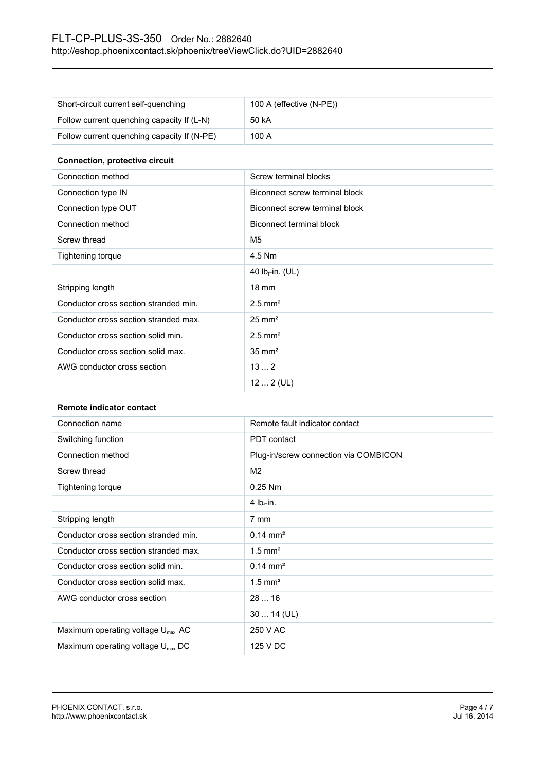| | |
|---|---|
| Short-circuit current self-quenching | 100 A (effective (N-PE)) |
| Follow current quenching capacity If (L-N) | 50 kA |
| Follow current quenching capacity If (N-PE) | 100 A |

**Connection, protective circuit**

| | |
|---|---|
| Connection method | Screw terminal blocks |
| Connection type IN | Biconnect screw terminal block |
| Connection type OUT | Biconnect screw terminal block |
| Connection method | Biconnect terminal block |
| Screw thread | M5 |
| Tightening torque | 4.5 Nm |
| | 40 $lb_f$-in. (UL) |
| Stripping length | 18 mm |
| Conductor cross section stranded min. | 2.5 mm² |
| Conductor cross section stranded max. | 25 mm² |
| Conductor cross section solid min. | 2.5 mm² |
| Conductor cross section solid max. | 35 mm² |
| AWG conductor cross section | 13 ... 2 |
| | 12 ... 2 (UL) |

**Remote indicator contact**

| | |
|---|---|
| Connection name | Remote fault indicator contact |
| Switching function | PDT contact |
| Connection method | Plug-in/screw connection via COMBICON |
| Screw thread | M2 |
| Tightening torque | 0.25 Nm |
| | 4 $lb_f$-in. |
| Stripping length | 7 mm |
| Conductor cross section stranded min. | 0.14 mm² |
| Conductor cross section stranded max. | 1.5 mm² |
| Conductor cross section solid min. | 0.14 mm² |
| Conductor cross section solid max. | 1.5 mm² |
| AWG conductor cross section | 28 ... 16 |
| | 30 ... 14 (UL) |
| Maximum operating voltage $U_{max.}$ AC | 250 V AC |
| Maximum operating voltage $U_{max}$ DC | 125 V DC |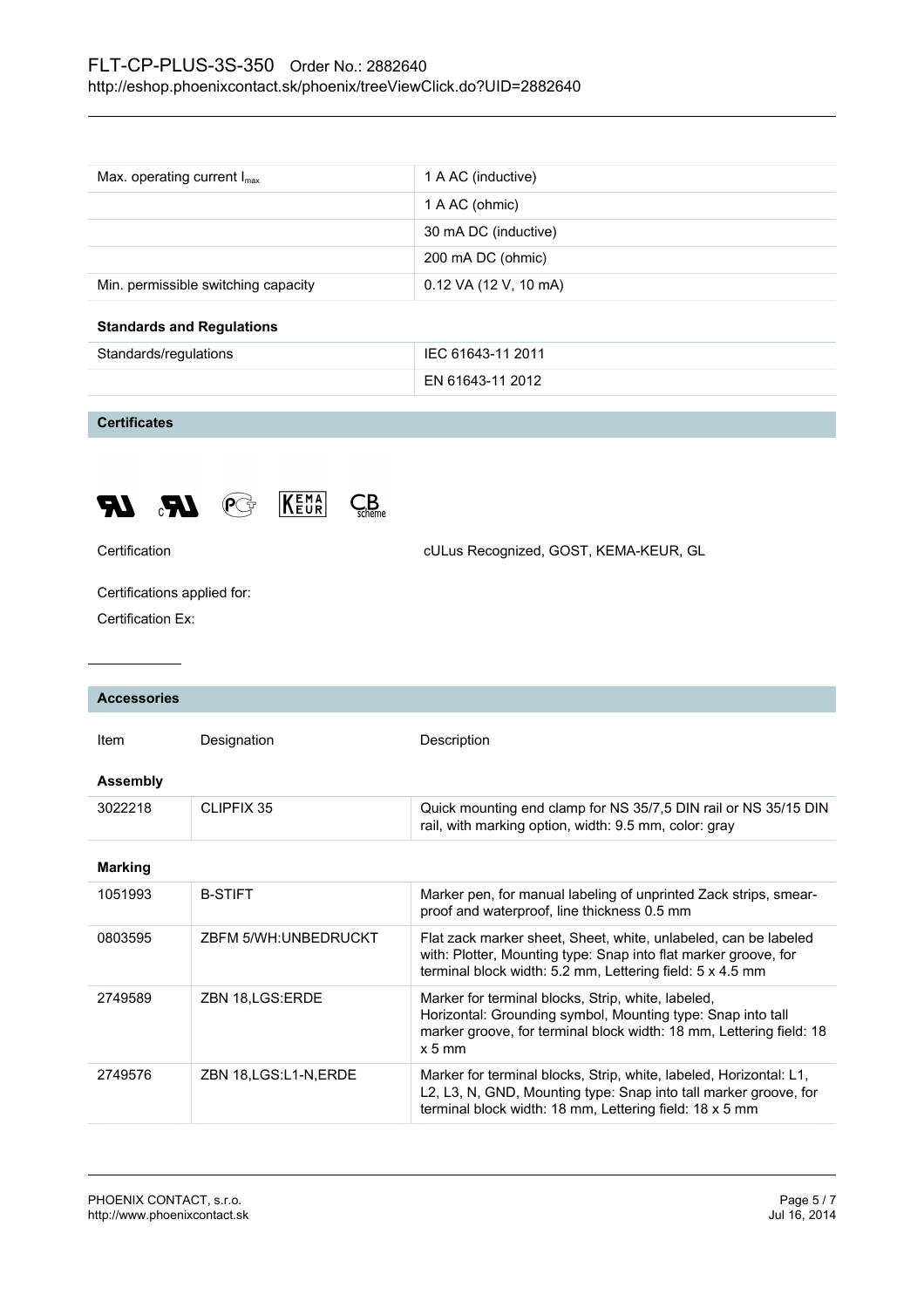| | |
|---|---|
| Max. operating current $I_{max}$ | 1 A AC (inductive) |
| | 1 A AC (ohmic) |
| | 30 mA DC (inductive) |
| | 200 mA DC (ohmic) |
| Min. permissible switching capacity | 0.12 VA (12 V, 10 mA) |

**Standards and Regulations**

| | |
|---|---|
| Standards/regulations | IEC 61643-11 2011 |
| | EN 61643-11 2012 |

## Certificates

| | |
|---|---|
| Certification | cULus Recognized, GOST, KEMA-KEUR, GL |

Certifications applied for:

Certification Ex:

## Accessories

| Item | Designation | Description |
|---|---|---|
| **Assembly** | | |
| 3022218 | CLIPFIX 35 | Quick mounting end clamp for NS 35/7,5 DIN rail or NS 35/15 DIN rail, with marking option, width: 9.5 mm, color: gray |
| **Marking** | | |
| 1051993 | B-STIFT | Marker pen, for manual labeling of unprinted Zack strips, smear-proof and waterproof, line thickness 0.5 mm |
| 0803595 | ZBFM 5/WH:UNBEDRUCKT | Flat zack marker sheet, Sheet, white, unlabeled, can be labeled with: Plotter, Mounting type: Snap into flat marker groove, for terminal block width: 5.2 mm, Lettering field: 5 x 4.5 mm |
| 2749589 | ZBN 18,LGS:ERDE | Marker for terminal blocks, Strip, white, labeled, Horizontal: Grounding symbol, Mounting type: Snap into tall marker groove, for terminal block width: 18 mm, Lettering field: 18 x 5 mm |
| 2749576 | ZBN 18,LGS:L1-N,ERDE | Marker for terminal blocks, Strip, white, labeled, Horizontal: L1, L2, L3, N, GND, Mounting type: Snap into tall marker groove, for terminal block width: 18 mm, Lettering field: 18 x 5 mm |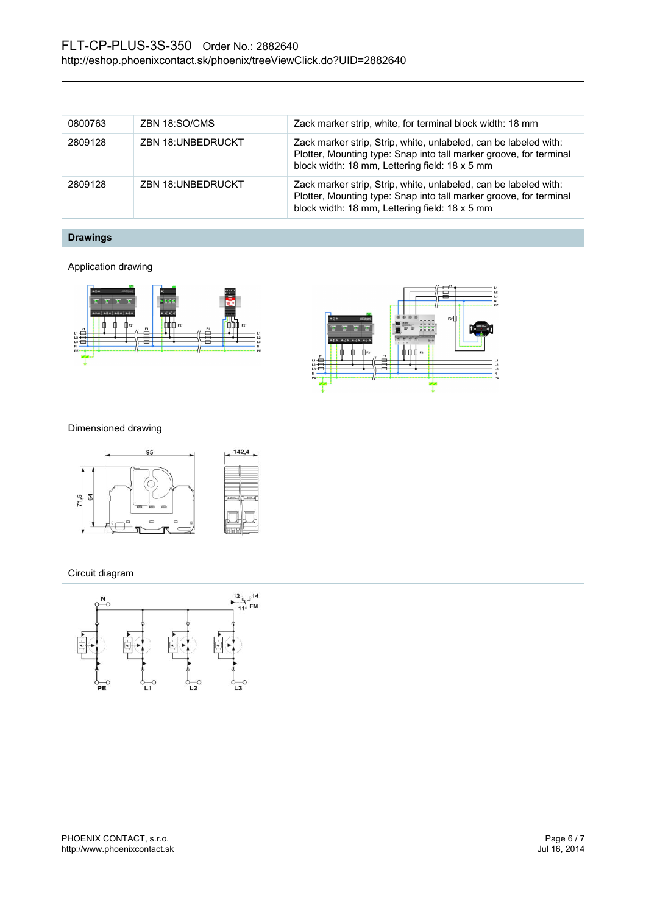| | | |
|---|---|---|
| 0800763 | ZBN 18:SO/CMS | Zack marker strip, white, for terminal block width: 18 mm |
| 2809128 | ZBN 18:UNBEDRUCKT | Zack marker strip, Strip, white, unlabeled, can be labeled with: Plotter, Mounting type: Snap into tall marker groove, for terminal block width: 18 mm, Lettering field: 18 x 5 mm |
| 2809128 | ZBN 18:UNBEDRUCKT | Zack marker strip, Strip, white, unlabeled, can be labeled with: Plotter, Mounting type: Snap into tall marker groove, for terminal block width: 18 mm, Lettering field: 18 x 5 mm |

## Drawings

Application drawing

Dimensioned drawing

Circuit diagram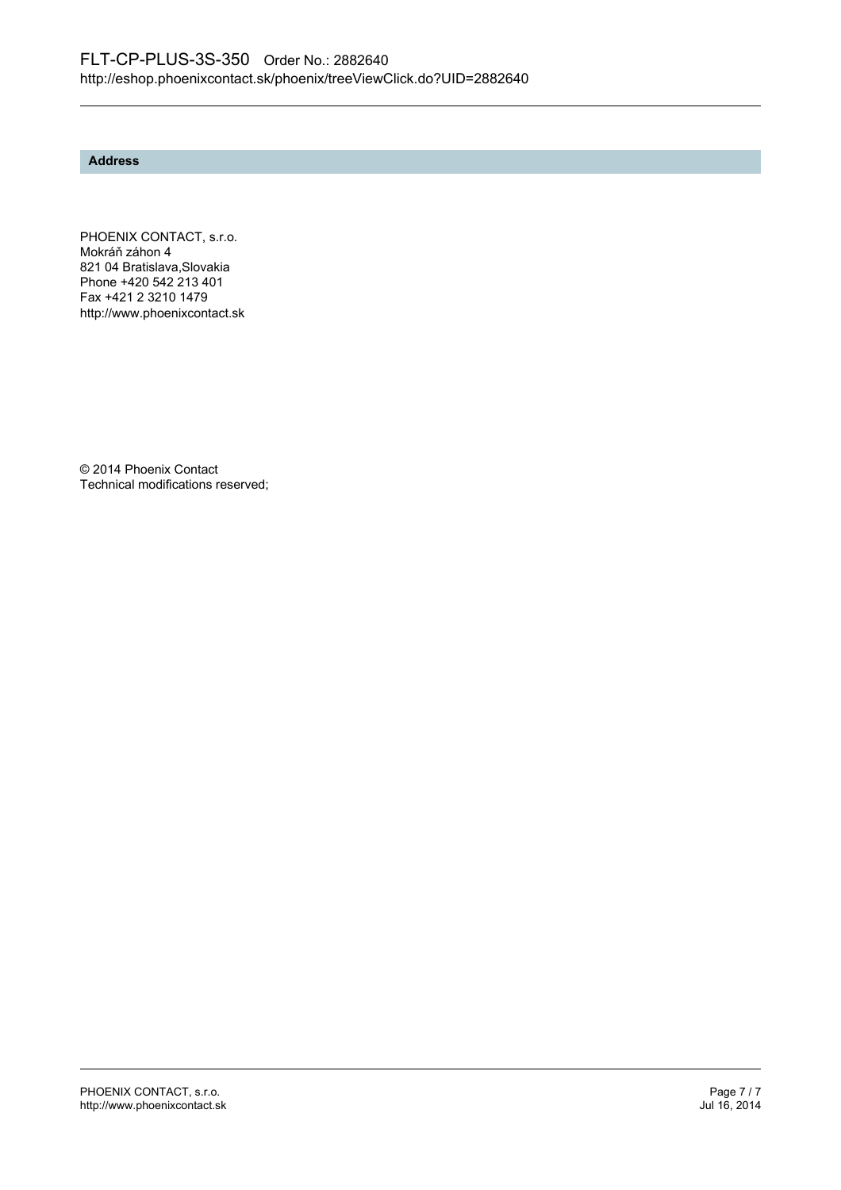## Address

PHOENIX CONTACT, s.r.o.
Mokráň záhon 4
821 04 Bratislava,Slovakia
Phone +420 542 213 401
Fax +421 2 3210 1479
http://www.phoenixcontact.sk

© 2014 Phoenix Contact
Technical modifications reserved;